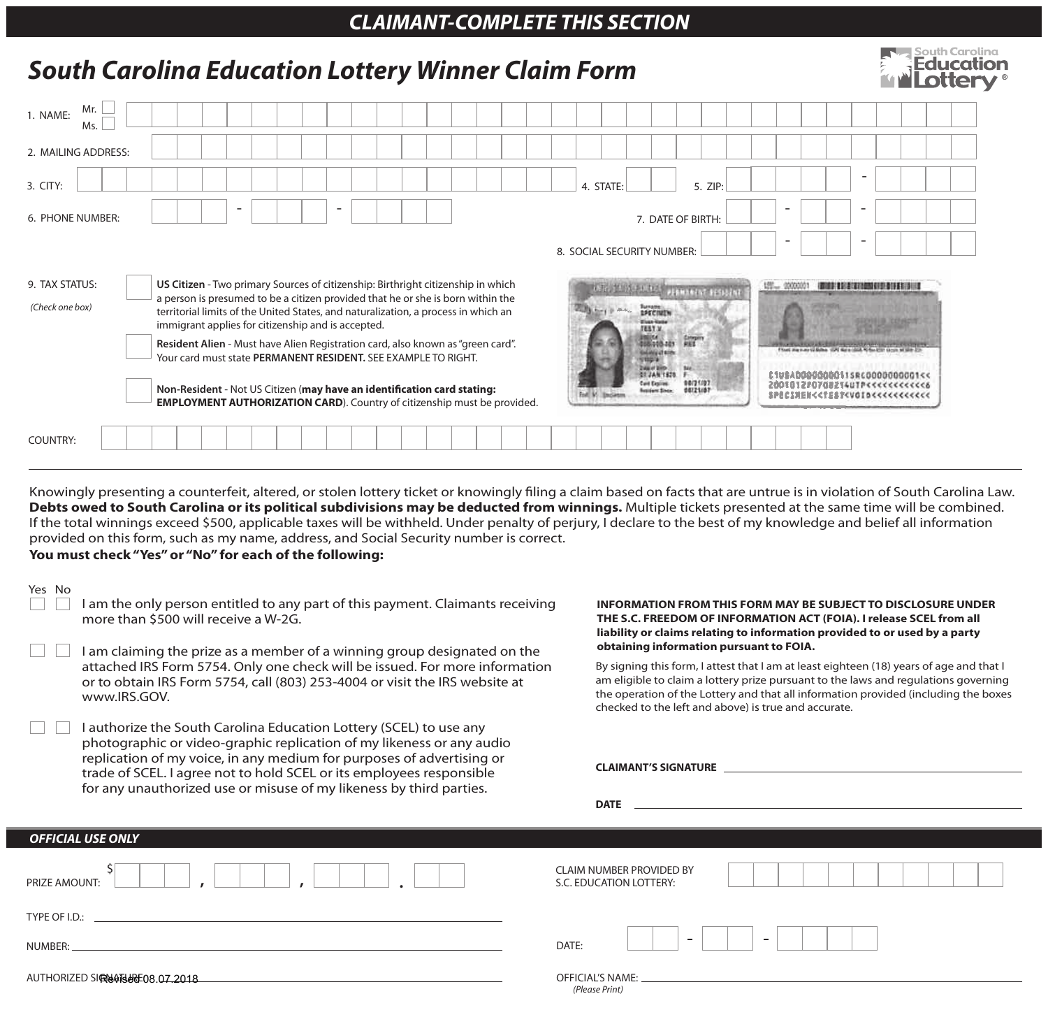**CLAIMANT-COMPLETE THIS SECTION**

# South Carolina Education Lottery Winner Claim Form

1. NAME: Mr. ☐ Ms. ☐

2. MAILING ADDRESS:

3. CITY:

4. STATE:

5. ZIP: -

6. PHONE NUMBER: - -

7. DATE OF BIRTH: - -

8. SOCIAL SECURITY NUMBER: - -

9. TAX STATUS: *(Check one box)*

☐ **US Citizen** - Two primary Sources of citizenship: Birthright citizenship in which a person is presumed to be a citizen provided that he or she is born within the territorial limits of the United States, and naturalization, a process in which an immigrant applies for citizenship and is accepted.

☐ **Resident Alien** - Must have Alien Registration card, also known as "green card". Your card must state **PERMANENT RESIDENT.** SEE EXAMPLE TO RIGHT.

☐ **Non-Resident** - Not US Citizen (**may have an identification card stating: EMPLOYMENT AUTHORIZATION CARD**). Country of citizenship must be provided.

COUNTRY:

---

Knowingly presenting a counterfeit, altered, or stolen lottery ticket or knowingly filing a claim based on facts that are untrue is in violation of South Carolina Law. **Debts owed to South Carolina or its political subdivisions may be deducted from winnings.** Multiple tickets presented at the same time will be combined. If the total winnings exceed $500, applicable taxes will be withheld. Under penalty of perjury, I declare to the best of my knowledge and belief all information provided on this form, such as my name, address, and Social Security number is correct.

**You must check "Yes" or "No" for each of the following:**

| Yes | No | |
|---|---|---|
| ☐ | ☐ | I am the only person entitled to any part of this payment. Claimants receiving more than $500 will receive a W-2G. |
| ☐ | ☐ | I am claiming the prize as a member of a winning group designated on the attached IRS Form 5754. Only one check will be issued. For more information or to obtain IRS Form 5754, call (803) 253-4004 or visit the IRS website at www.IRS.GOV. |
| ☐ | ☐ | I authorize the South Carolina Education Lottery (SCEL) to use any photographic or video-graphic replication of my likeness or any audio replication of my voice, in any medium for purposes of advertising or trade of SCEL. I agree not to hold SCEL or its employees responsible for any unauthorized use or misuse of my likeness by third parties. |

**INFORMATION FROM THIS FORM MAY BE SUBJECT TO DISCLOSURE UNDER THE S.C. FREEDOM OF INFORMATION ACT (FOIA). I release SCEL from all liability or claims relating to information provided to or used by a party obtaining information pursuant to FOIA.**

By signing this form, I attest that I am at least eighteen (18) years of age and that I am eligible to claim a lottery prize pursuant to the laws and regulations governing the operation of the Lottery and that all information provided (including the boxes checked to the left and above) is true and accurate.

**CLAIMANT'S SIGNATURE** ______________________

**DATE** ______________________

**OFFICIAL USE ONLY**

PRIZE AMOUNT: $ , , .

CLAIM NUMBER PROVIDED BY S.C. EDUCATION LOTTERY:

TYPE OF I.D.: ______________________

NUMBER: ______________________

DATE: - -

AUTHORIZED SIGNATURE ______________________

OFFICIAL'S NAME: ______________________ *(Please Print)*

Revised 08.07.2018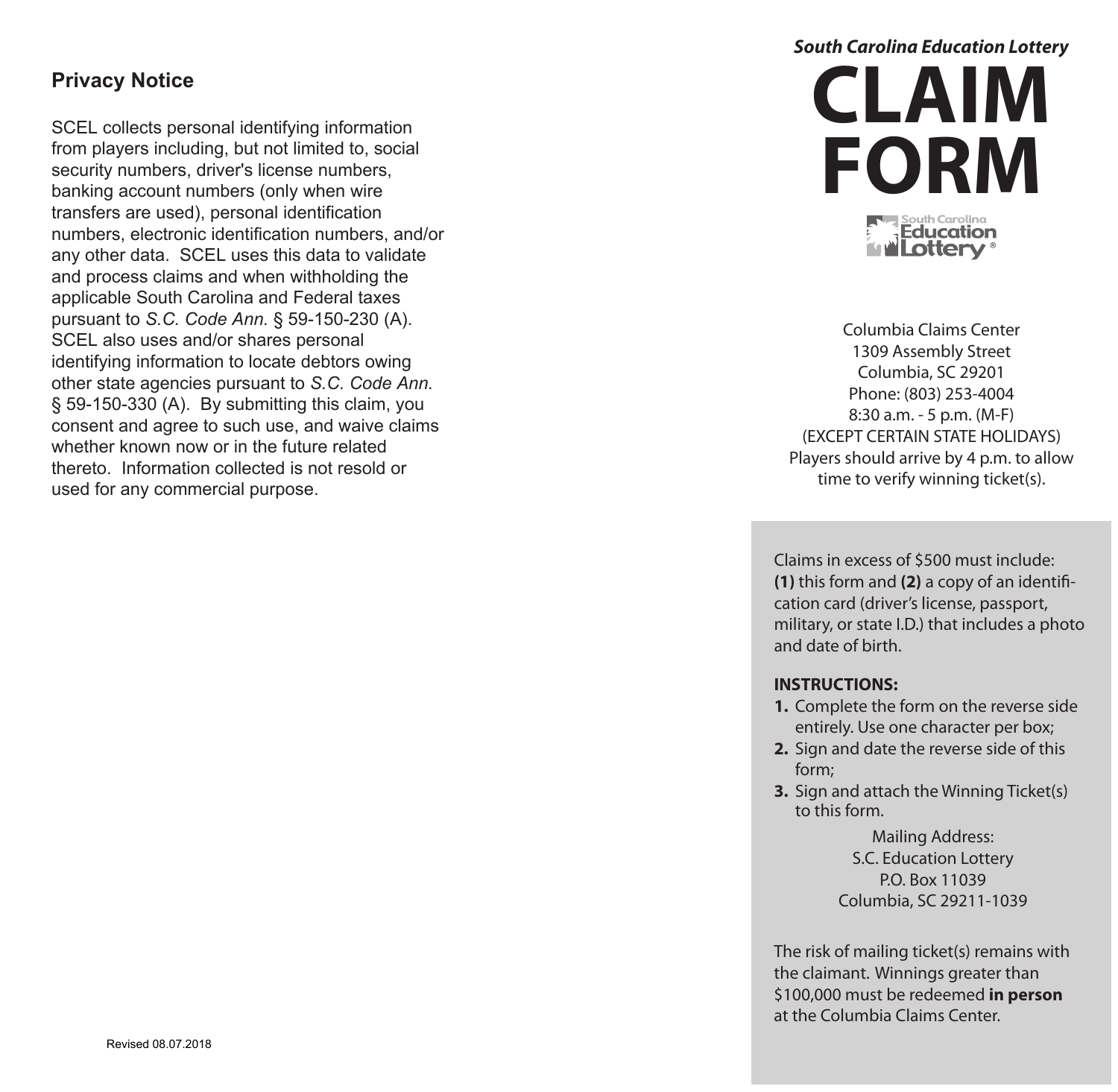## Privacy Notice

SCEL collects personal identifying information from players including, but not limited to, social security numbers, driver's license numbers, banking account numbers (only when wire transfers are used), personal identification numbers, electronic identification numbers, and/or any other data. SCEL uses this data to validate and process claims and when withholding the applicable South Carolina and Federal taxes pursuant to *S.C. Code Ann.* § 59-150-230 (A). SCEL also uses and/or shares personal identifying information to locate debtors owing other state agencies pursuant to *S.C. Code Ann.* § 59-150-330 (A). By submitting this claim, you consent and agree to such use, and waive claims whether known now or in the future related thereto. Information collected is not resold or used for any commercial purpose.

Revised 08.07.2018

***South Carolina Education Lottery***

# CLAIM FORM

South Carolina Education Lottery®

Columbia Claims Center
1309 Assembly Street
Columbia, SC 29201
Phone: (803) 253-4004
8:30 a.m. - 5 p.m. (M-F)
(EXCEPT CERTAIN STATE HOLIDAYS)
Players should arrive by 4 p.m. to allow time to verify winning ticket(s).

Claims in excess of $500 must include: **(1)** this form and **(2)** a copy of an identification card (driver's license, passport, military, or state I.D.) that includes a photo and date of birth.

**INSTRUCTIONS:**

1. Complete the form on the reverse side entirely. Use one character per box;
2. Sign and date the reverse side of this form;
3. Sign and attach the Winning Ticket(s) to this form.

Mailing Address:
S.C. Education Lottery
P.O. Box 11039
Columbia, SC 29211-1039

The risk of mailing ticket(s) remains with the claimant. Winnings greater than $100,000 must be redeemed **in person** at the Columbia Claims Center.